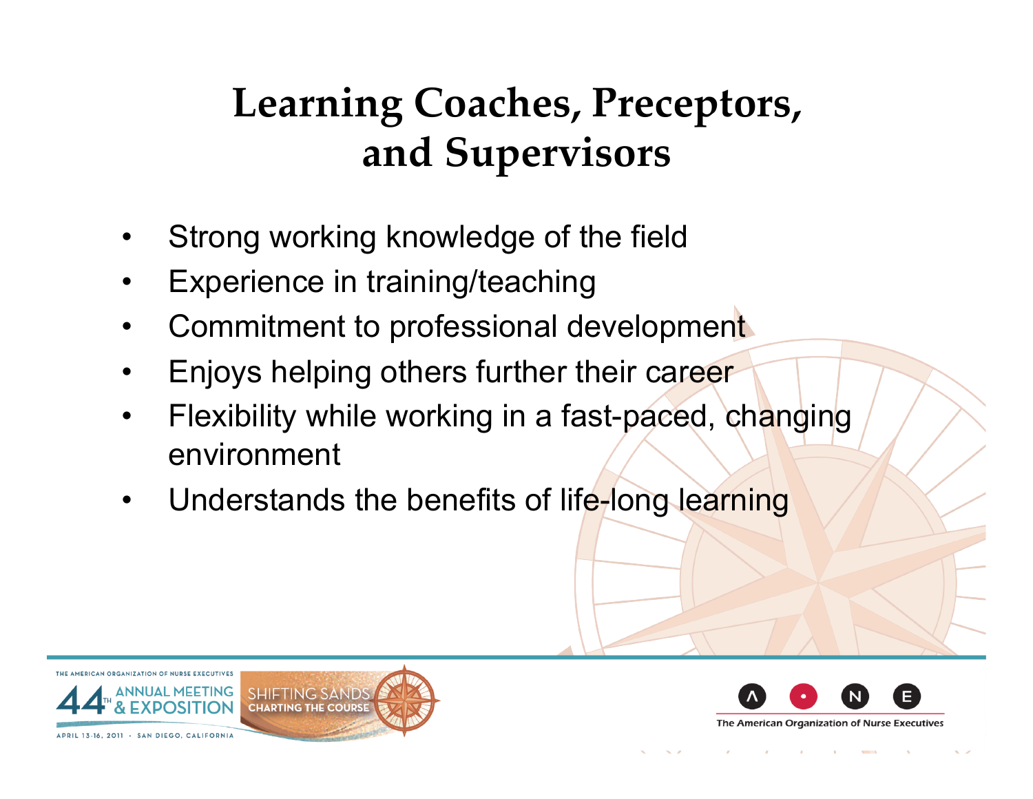# Learning Coaches, Preceptors, and Supervisors

- Strong working knowledge of the field
- Experience in training/teaching
- Commitment to professional development
- Enjoys helping others further their career
- Flexibility while working in a fast-paced, changing environment
- Understands the benefits of life-long learning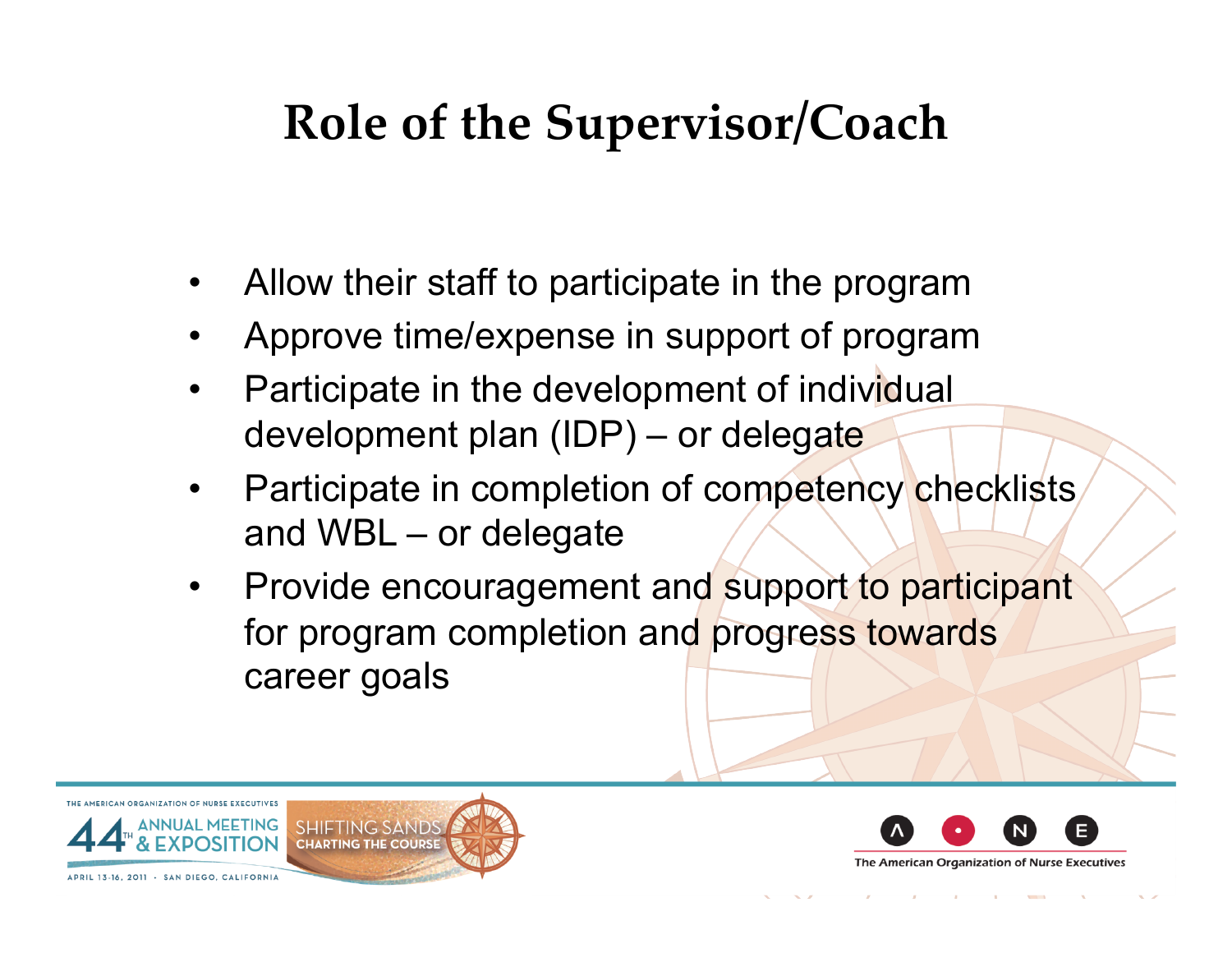# Role of the Supervisor/Coach

- Allow their staff to participate in the program
- Approve time/expense in support of program
- Participate in the development of individual development plan (IDP) – or delegate
- Participate in completion of competency checklists and WBL – or delegate
- Provide encouragement and support to participant for program completion and progress towards career goals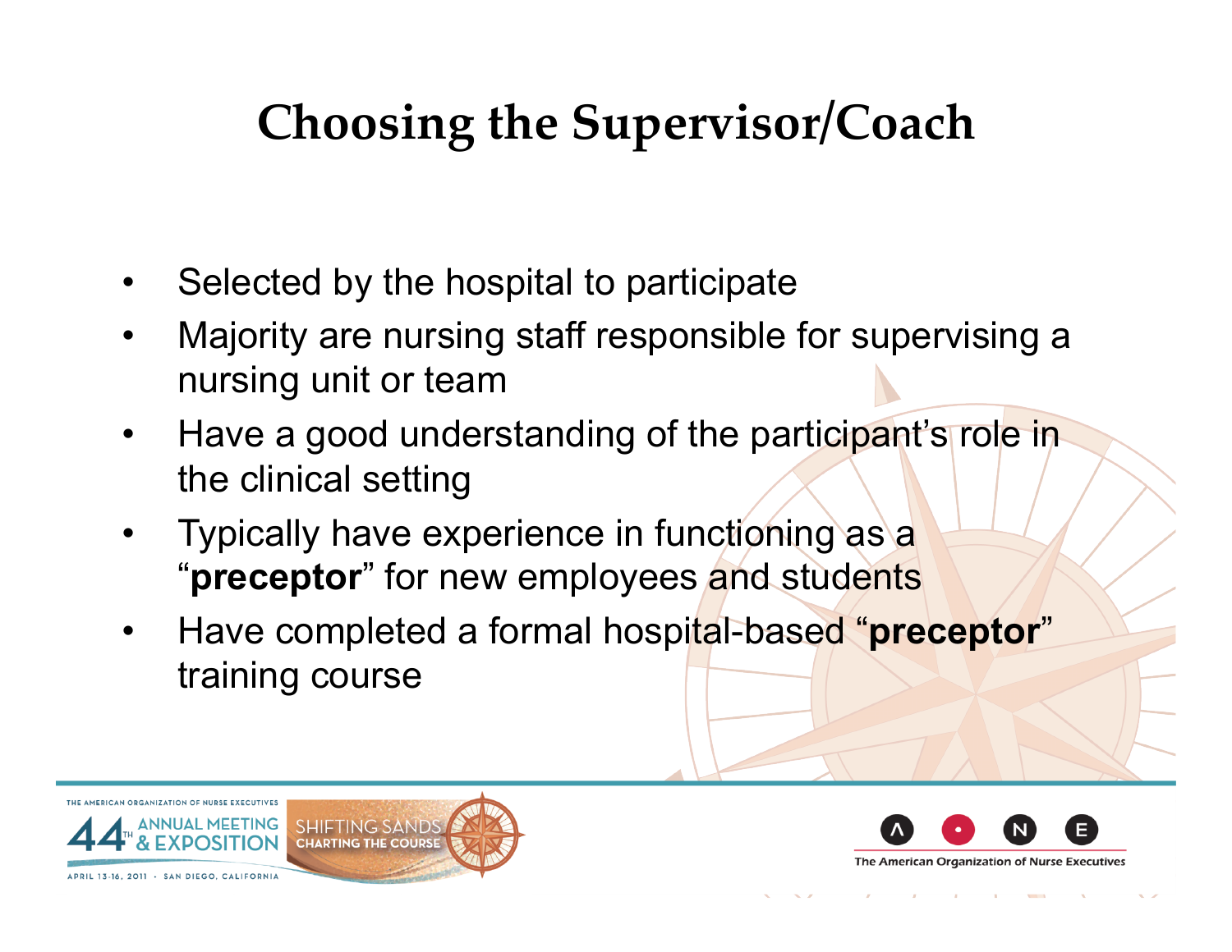# Choosing the Supervisor/Coach

- Selected by the hospital to participate
- Majority are nursing staff responsible for supervising a nursing unit or team
- Have a good understanding of the participant's role in the clinical setting
- Typically have experience in functioning as a "**preceptor**" for new employees and students
- Have completed a formal hospital-based "**preceptor**" training course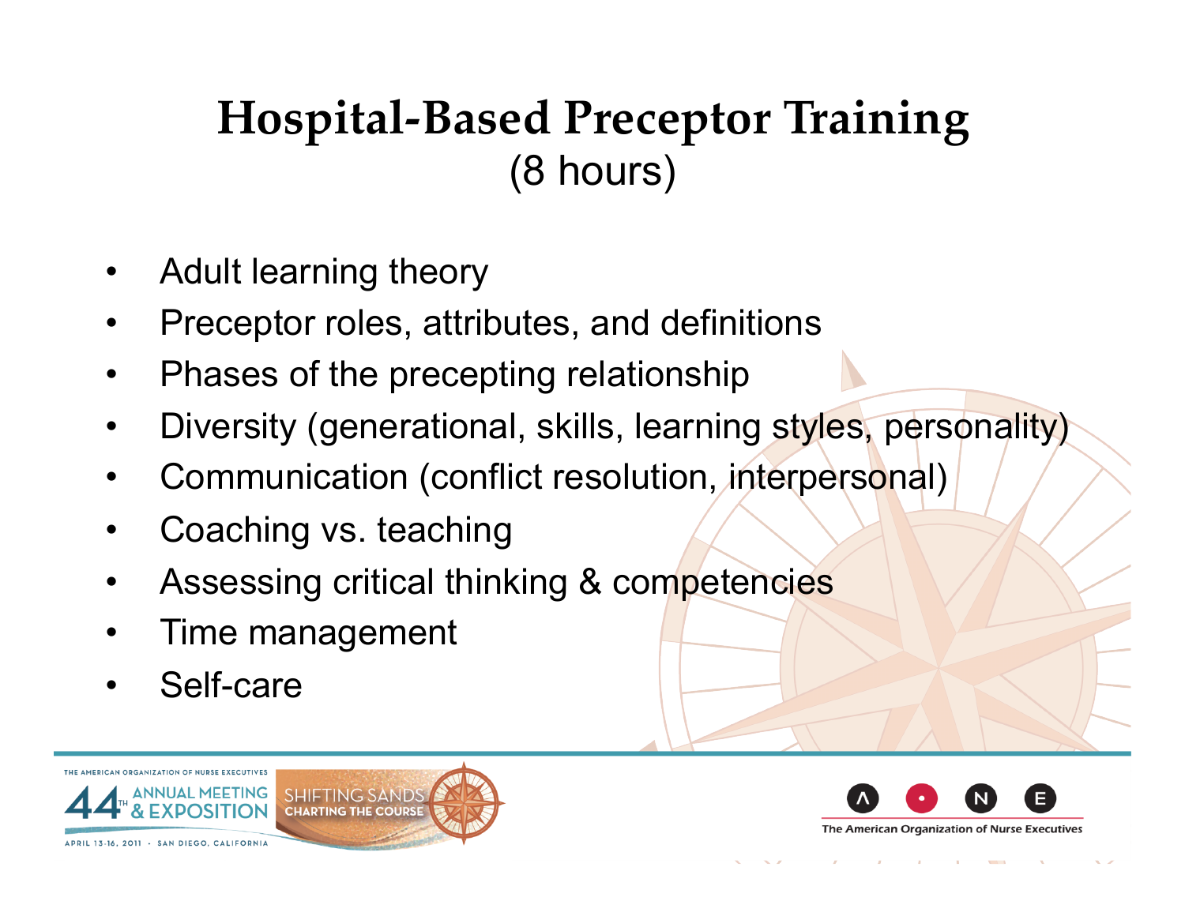# Hospital-Based Preceptor Training
(8 hours)

- Adult learning theory
- Preceptor roles, attributes, and definitions
- Phases of the precepting relationship
- Diversity (generational, skills, learning styles, personality)
- Communication (conflict resolution, interpersonal)
- Coaching vs. teaching
- Assessing critical thinking & competencies
- Time management
- Self-care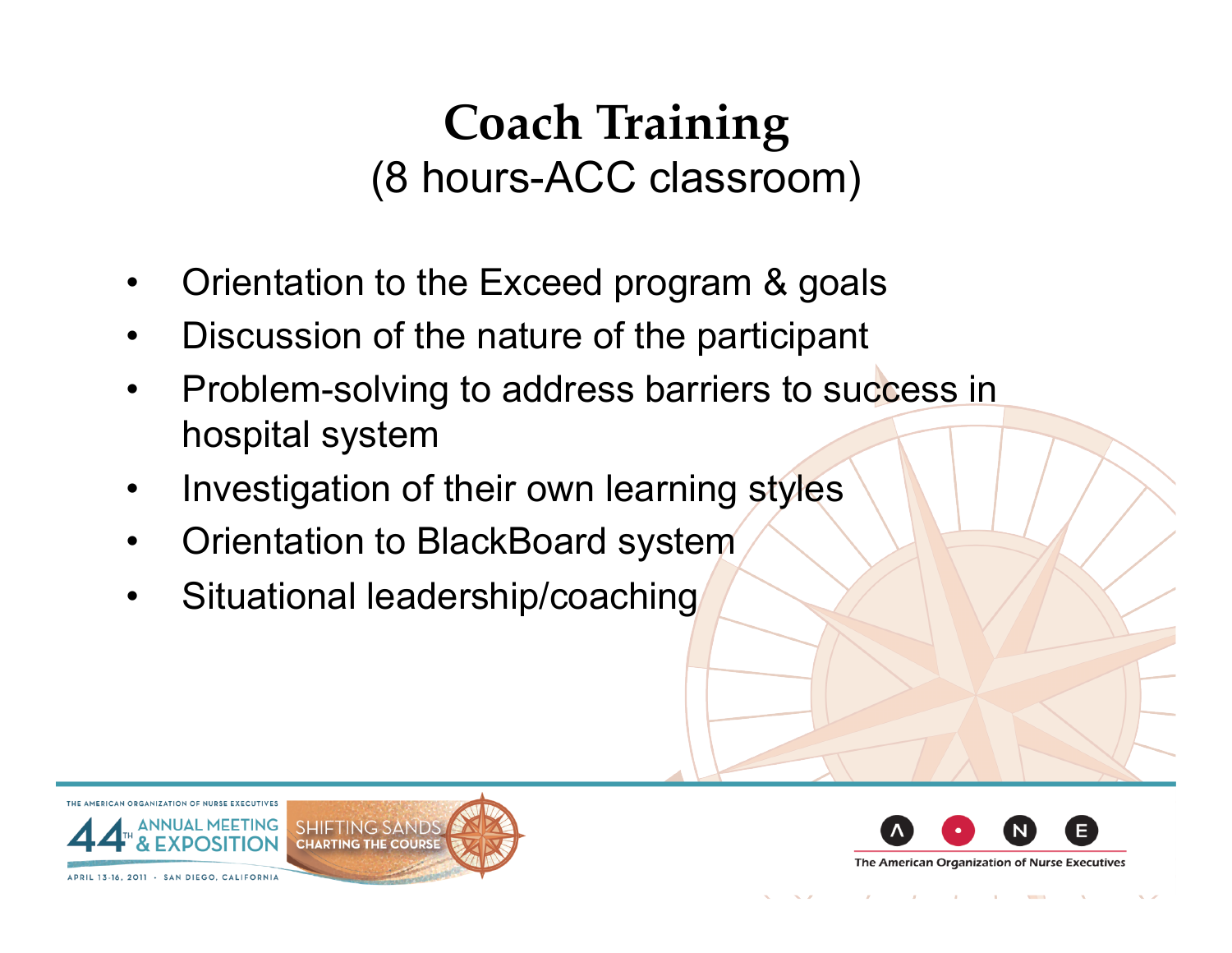# Coach Training
(8 hours-ACC classroom)

- Orientation to the Exceed program & goals
- Discussion of the nature of the participant
- Problem-solving to address barriers to success in hospital system
- Investigation of their own learning styles
- Orientation to BlackBoard system
- Situational leadership/coaching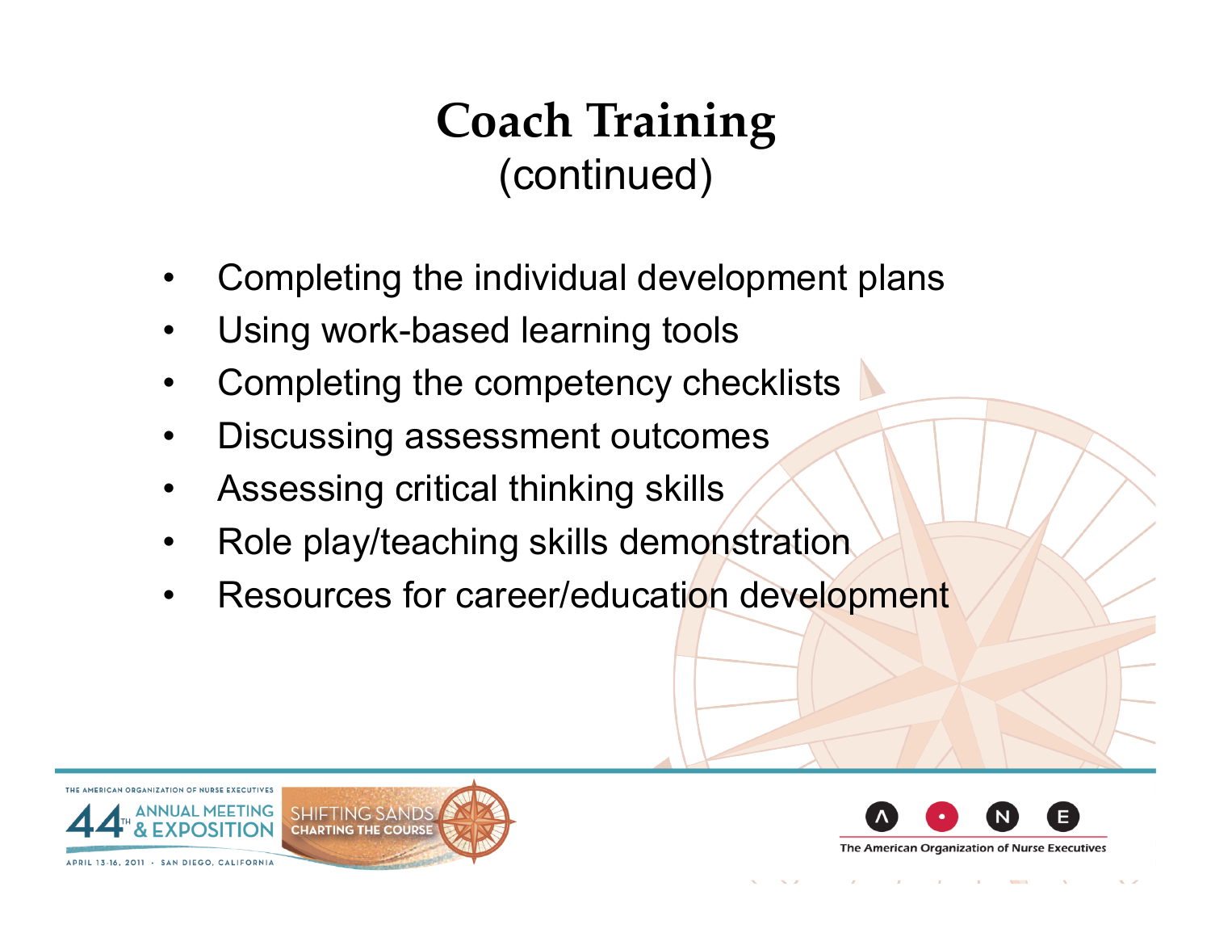# Coach Training
(continued)

- Completing the individual development plans
- Using work-based learning tools
- Completing the competency checklists
- Discussing assessment outcomes
- Assessing critical thinking skills
- Role play/teaching skills demonstration
- Resources for career/education development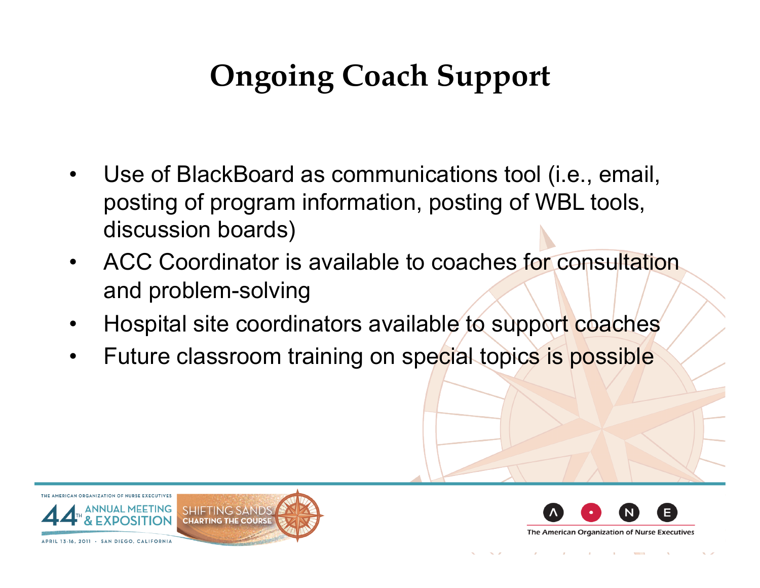# Ongoing Coach Support

- Use of BlackBoard as communications tool (i.e., email, posting of program information, posting of WBL tools, discussion boards)
- ACC Coordinator is available to coaches for consultation and problem-solving
- Hospital site coordinators available to support coaches
- Future classroom training on special topics is possible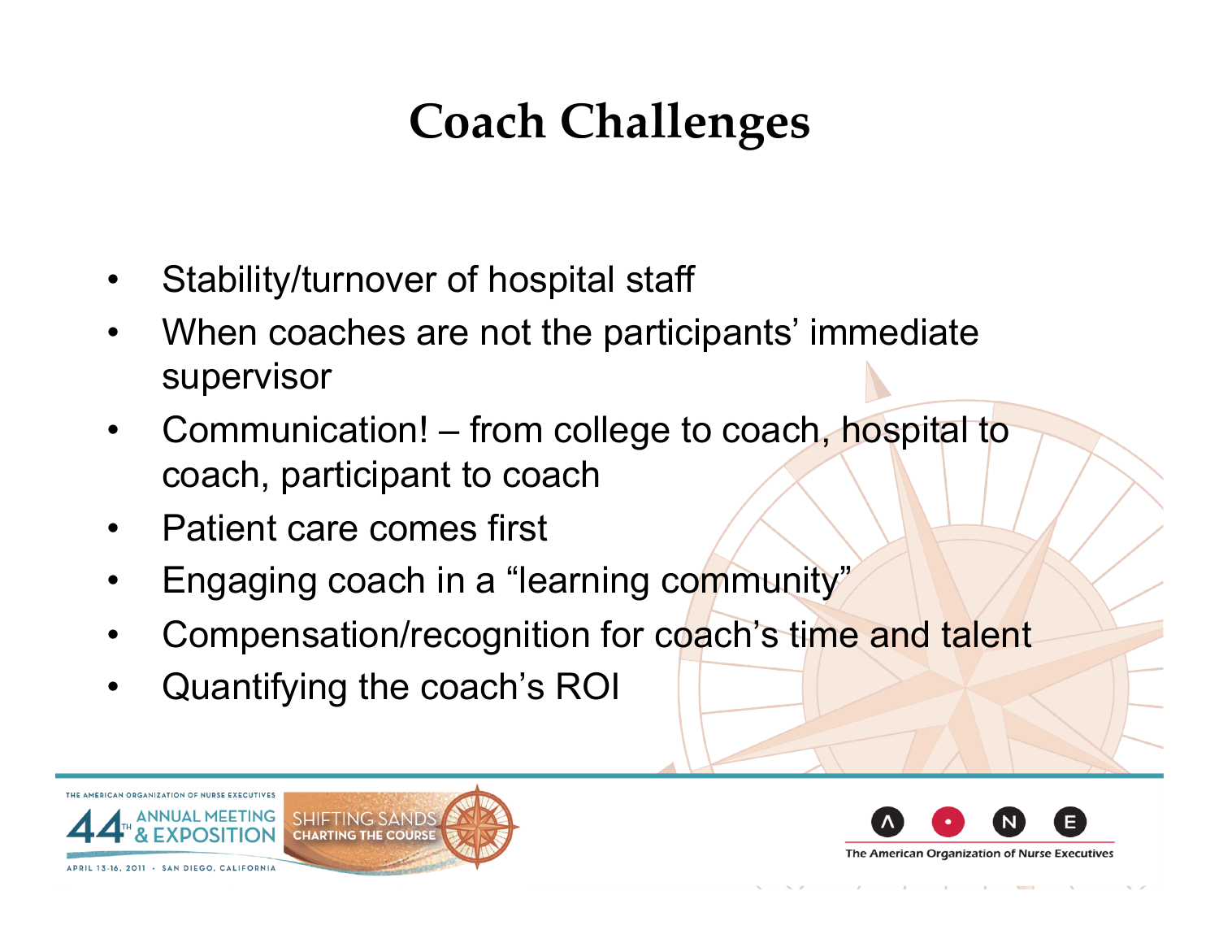# Coach Challenges

- Stability/turnover of hospital staff
- When coaches are not the participants' immediate supervisor
- Communication! – from college to coach, hospital to coach, participant to coach
- Patient care comes first
- Engaging coach in a "learning community"
- Compensation/recognition for coach's time and talent
- Quantifying the coach's ROI